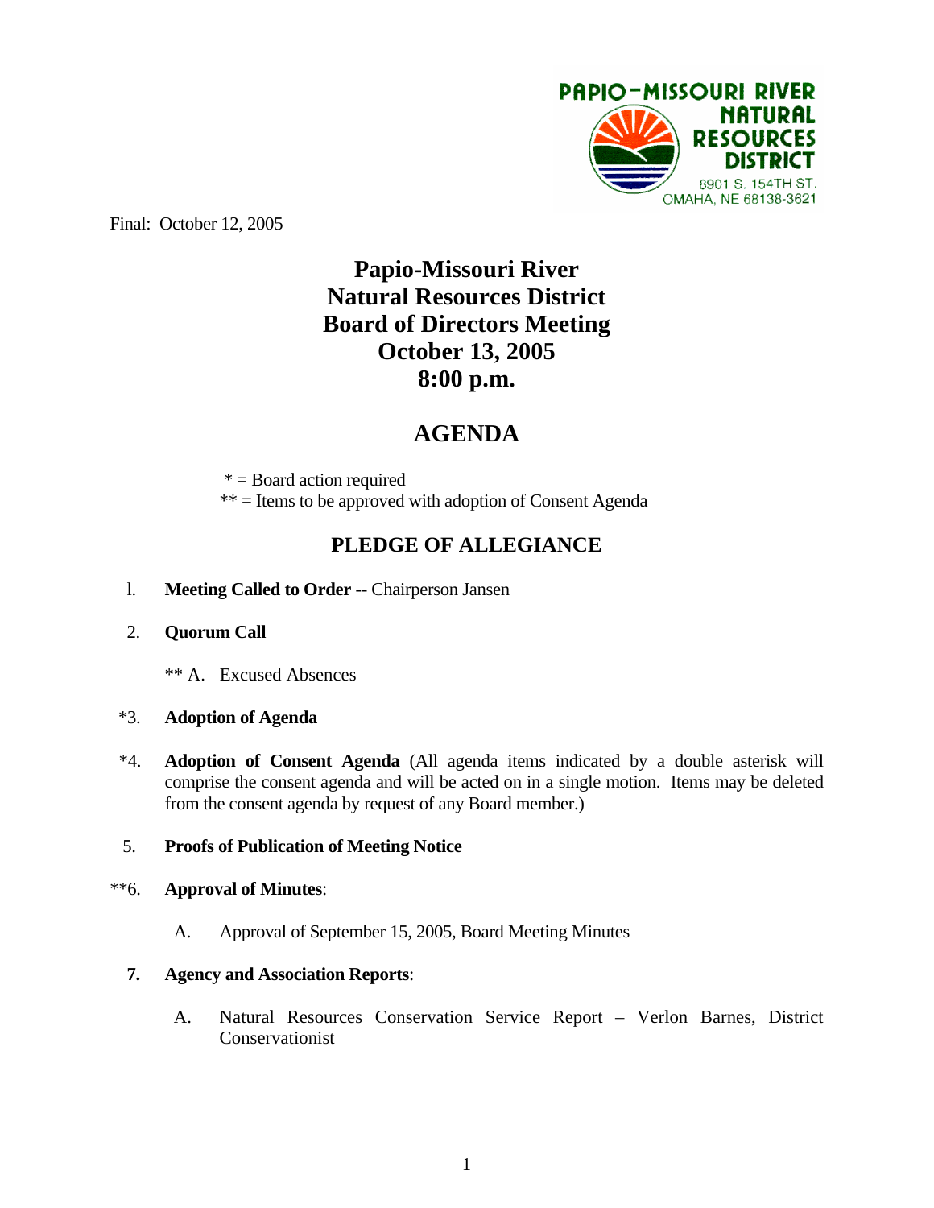PAPIO-MISSOURI RIVER NATURAL RESOURCES DISTRICT
8901 S. 154TH ST.
OMAHA, NE 68138-3621

Final: October 12, 2005

# Papio-Missouri River Natural Resources District Board of Directors Meeting October 13, 2005 8:00 p.m.

## AGENDA

* = Board action required
** = Items to be approved with adoption of Consent Agenda

## PLEDGE OF ALLEGIANCE

1. **Meeting Called to Order** -- Chairperson Jansen

2. **Quorum Call**

   ** A. Excused Absences

*3. **Adoption of Agenda**

*4. **Adoption of Consent Agenda** (All agenda items indicated by a double asterisk will comprise the consent agenda and will be acted on in a single motion. Items may be deleted from the consent agenda by request of any Board member.)

5. **Proofs of Publication of Meeting Notice**

**6. **Approval of Minutes**:

   A. Approval of September 15, 2005, Board Meeting Minutes

**7.** **Agency and Association Reports**:

   A. Natural Resources Conservation Service Report – Verlon Barnes, District Conservationist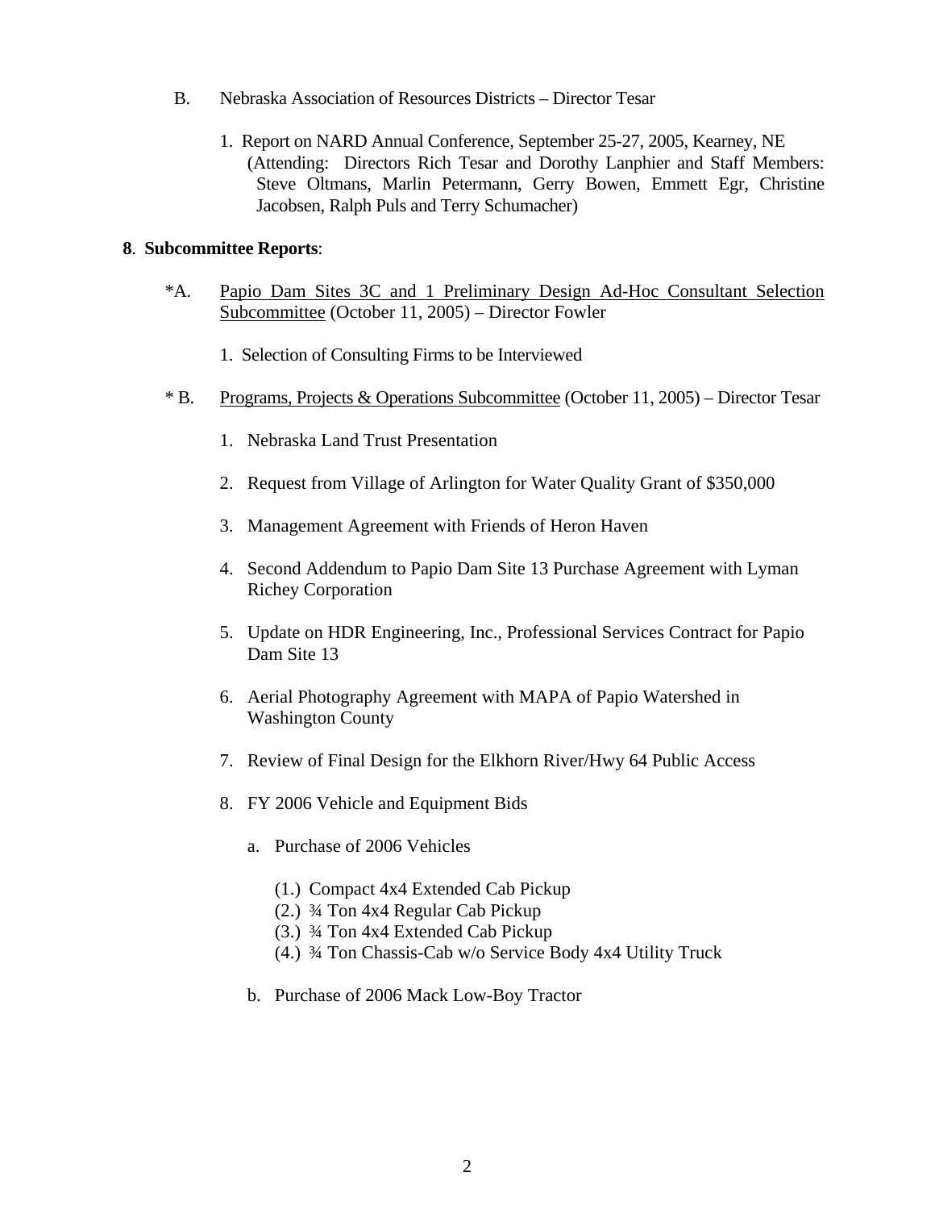B. Nebraska Association of Resources Districts – Director Tesar

1. Report on NARD Annual Conference, September 25-27, 2005, Kearney, NE (Attending: Directors Rich Tesar and Dorothy Lanphier and Staff Members: Steve Oltmans, Marlin Petermann, Gerry Bowen, Emmett Egr, Christine Jacobsen, Ralph Puls and Terry Schumacher)

**8**. **Subcommittee Reports**:

*A. <u>Papio Dam Sites 3C and 1 Preliminary Design Ad-Hoc Consultant Selection Subcommittee</u> (October 11, 2005) – Director Fowler

1. Selection of Consulting Firms to be Interviewed

* B. <u>Programs, Projects & Operations Subcommittee</u> (October 11, 2005) – Director Tesar

1. Nebraska Land Trust Presentation
2. Request from Village of Arlington for Water Quality Grant of $350,000
3. Management Agreement with Friends of Heron Haven
4. Second Addendum to Papio Dam Site 13 Purchase Agreement with Lyman Richey Corporation
5. Update on HDR Engineering, Inc., Professional Services Contract for Papio Dam Site 13
6. Aerial Photography Agreement with MAPA of Papio Watershed in Washington County
7. Review of Final Design for the Elkhorn River/Hwy 64 Public Access
8. FY 2006 Vehicle and Equipment Bids
    a. Purchase of 2006 Vehicles
        (1.) Compact 4x4 Extended Cab Pickup
        (2.) ¾ Ton 4x4 Regular Cab Pickup
        (3.) ¾ Ton 4x4 Extended Cab Pickup
        (4.) ¾ Ton Chassis-Cab w/o Service Body 4x4 Utility Truck
    b. Purchase of 2006 Mack Low-Boy Tractor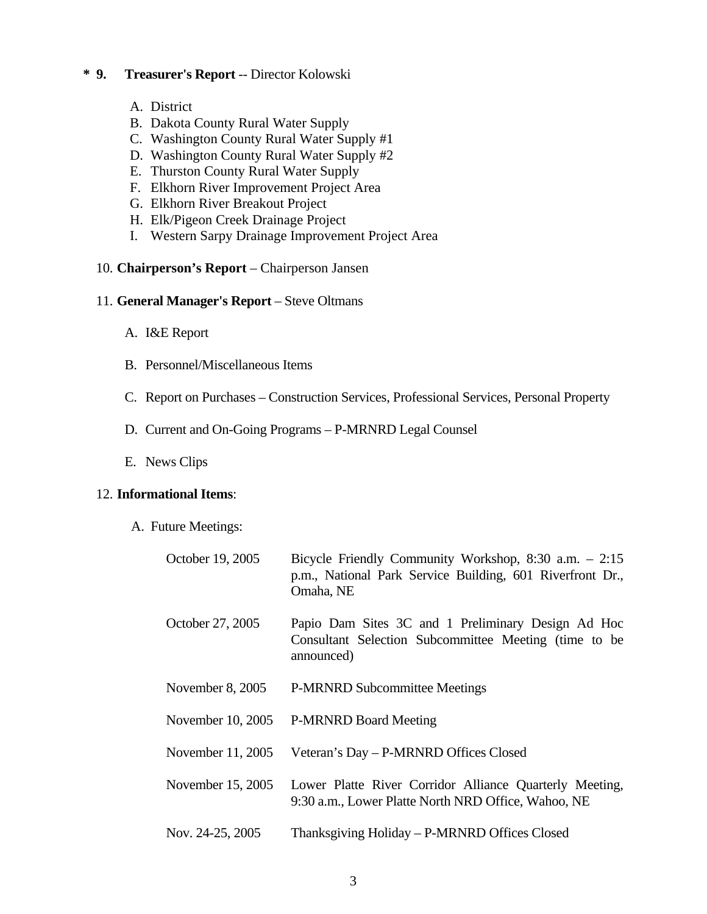**\* 9. Treasurer's Report** -- Director Kolowski

A. District
B. Dakota County Rural Water Supply
C. Washington County Rural Water Supply #1
D. Washington County Rural Water Supply #2
E. Thurston County Rural Water Supply
F. Elkhorn River Improvement Project Area
G. Elkhorn River Breakout Project
H. Elk/Pigeon Creek Drainage Project
I. Western Sarpy Drainage Improvement Project Area

10. **Chairperson's Report** – Chairperson Jansen

11. **General Manager's Report** – Steve Oltmans

A. I&E Report

B. Personnel/Miscellaneous Items

C. Report on Purchases – Construction Services, Professional Services, Personal Property

D. Current and On-Going Programs – P-MRNRD Legal Counsel

E. News Clips

12. **Informational Items**:

A. Future Meetings:

| | |
|---|---|
| October 19, 2005 | Bicycle Friendly Community Workshop, 8:30 a.m. – 2:15 p.m., National Park Service Building, 601 Riverfront Dr., Omaha, NE |
| October 27, 2005 | Papio Dam Sites 3C and 1 Preliminary Design Ad Hoc Consultant Selection Subcommittee Meeting (time to be announced) |
| November 8, 2005 | P-MRNRD Subcommittee Meetings |
| November 10, 2005 | P-MRNRD Board Meeting |
| November 11, 2005 | Veteran's Day – P-MRNRD Offices Closed |
| November 15, 2005 | Lower Platte River Corridor Alliance Quarterly Meeting, 9:30 a.m., Lower Platte North NRD Office, Wahoo, NE |
| Nov. 24-25, 2005 | Thanksgiving Holiday – P-MRNRD Offices Closed |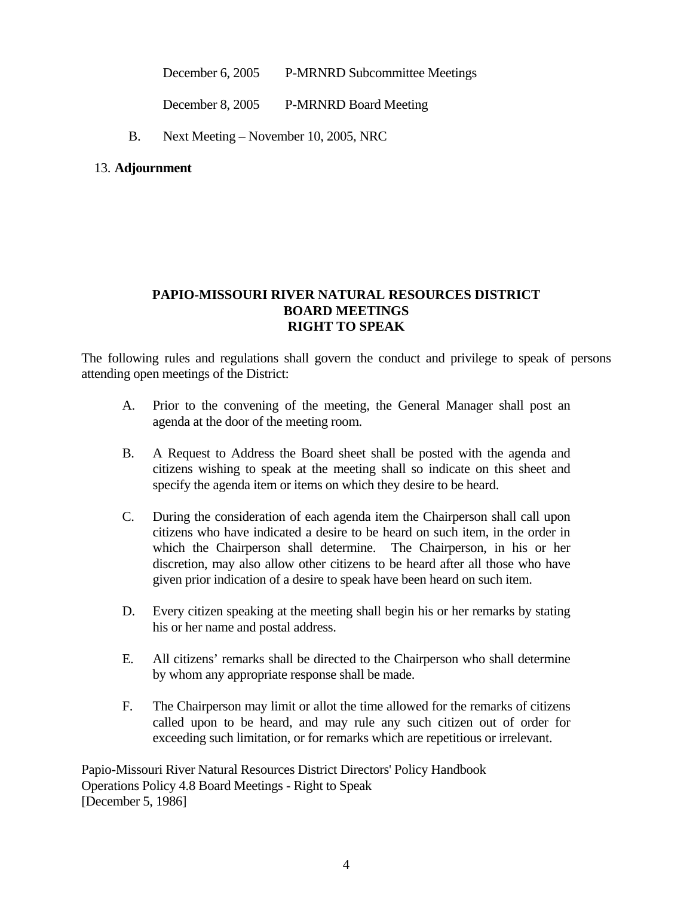December 6, 2005 P-MRNRD Subcommittee Meetings

December 8, 2005 P-MRNRD Board Meeting

B. Next Meeting – November 10, 2005, NRC

13. **Adjournment**

**PAPIO-MISSOURI RIVER NATURAL RESOURCES DISTRICT**
**BOARD MEETINGS**
**RIGHT TO SPEAK**

The following rules and regulations shall govern the conduct and privilege to speak of persons attending open meetings of the District:

A. Prior to the convening of the meeting, the General Manager shall post an agenda at the door of the meeting room.

B. A Request to Address the Board sheet shall be posted with the agenda and citizens wishing to speak at the meeting shall so indicate on this sheet and specify the agenda item or items on which they desire to be heard.

C. During the consideration of each agenda item the Chairperson shall call upon citizens who have indicated a desire to be heard on such item, in the order in which the Chairperson shall determine. The Chairperson, in his or her discretion, may also allow other citizens to be heard after all those who have given prior indication of a desire to speak have been heard on such item.

D. Every citizen speaking at the meeting shall begin his or her remarks by stating his or her name and postal address.

E. All citizens' remarks shall be directed to the Chairperson who shall determine by whom any appropriate response shall be made.

F. The Chairperson may limit or allot the time allowed for the remarks of citizens called upon to be heard, and may rule any such citizen out of order for exceeding such limitation, or for remarks which are repetitious or irrelevant.

Papio-Missouri River Natural Resources District Directors' Policy Handbook
Operations Policy 4.8 Board Meetings - Right to Speak
[December 5, 1986]